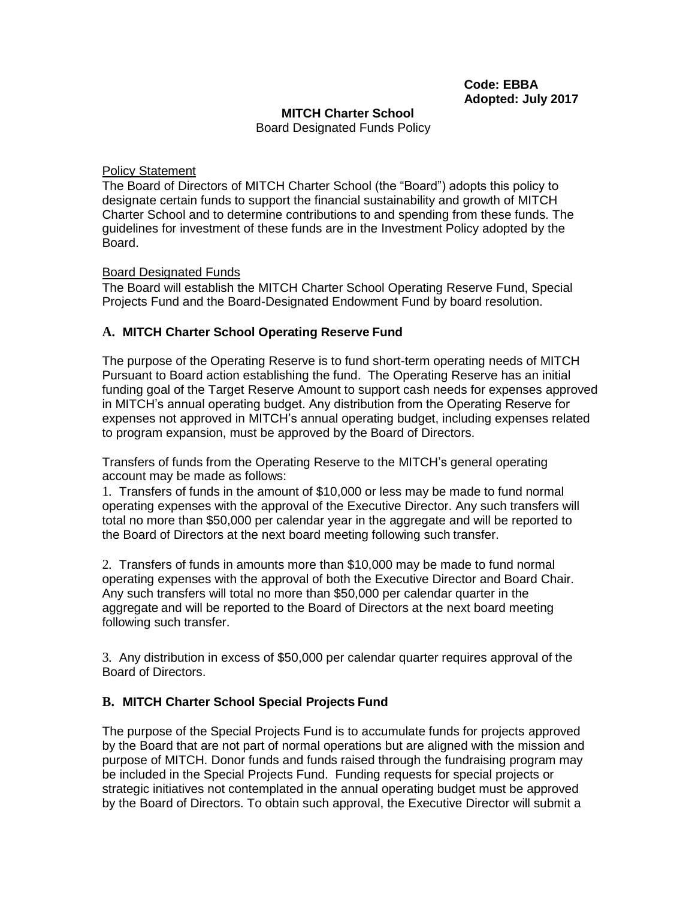**Code: EBBA**
**Adopted: July 2017**

**MITCH Charter School**
Board Designated Funds Policy

Policy Statement

The Board of Directors of MITCH Charter School (the "Board") adopts this policy to designate certain funds to support the financial sustainability and growth of MITCH Charter School and to determine contributions to and spending from these funds. The guidelines for investment of these funds are in the Investment Policy adopted by the Board.

Board Designated Funds

The Board will establish the MITCH Charter School Operating Reserve Fund, Special Projects Fund and the Board-Designated Endowment Fund by board resolution.

### A. MITCH Charter School Operating Reserve Fund

The purpose of the Operating Reserve is to fund short-term operating needs of MITCH Pursuant to Board action establishing the fund. The Operating Reserve has an initial funding goal of the Target Reserve Amount to support cash needs for expenses approved in MITCH's annual operating budget. Any distribution from the Operating Reserve for expenses not approved in MITCH's annual operating budget, including expenses related to program expansion, must be approved by the Board of Directors.

Transfers of funds from the Operating Reserve to the MITCH's general operating account may be made as follows:

1. Transfers of funds in the amount of $10,000 or less may be made to fund normal operating expenses with the approval of the Executive Director. Any such transfers will total no more than $50,000 per calendar year in the aggregate and will be reported to the Board of Directors at the next board meeting following such transfer.

2. Transfers of funds in amounts more than $10,000 may be made to fund normal operating expenses with the approval of both the Executive Director and Board Chair. Any such transfers will total no more than $50,000 per calendar quarter in the aggregate and will be reported to the Board of Directors at the next board meeting following such transfer.

3. Any distribution in excess of $50,000 per calendar quarter requires approval of the Board of Directors.

### B. MITCH Charter School Special Projects Fund

The purpose of the Special Projects Fund is to accumulate funds for projects approved by the Board that are not part of normal operations but are aligned with the mission and purpose of MITCH. Donor funds and funds raised through the fundraising program may be included in the Special Projects Fund. Funding requests for special projects or strategic initiatives not contemplated in the annual operating budget must be approved by the Board of Directors. To obtain such approval, the Executive Director will submit a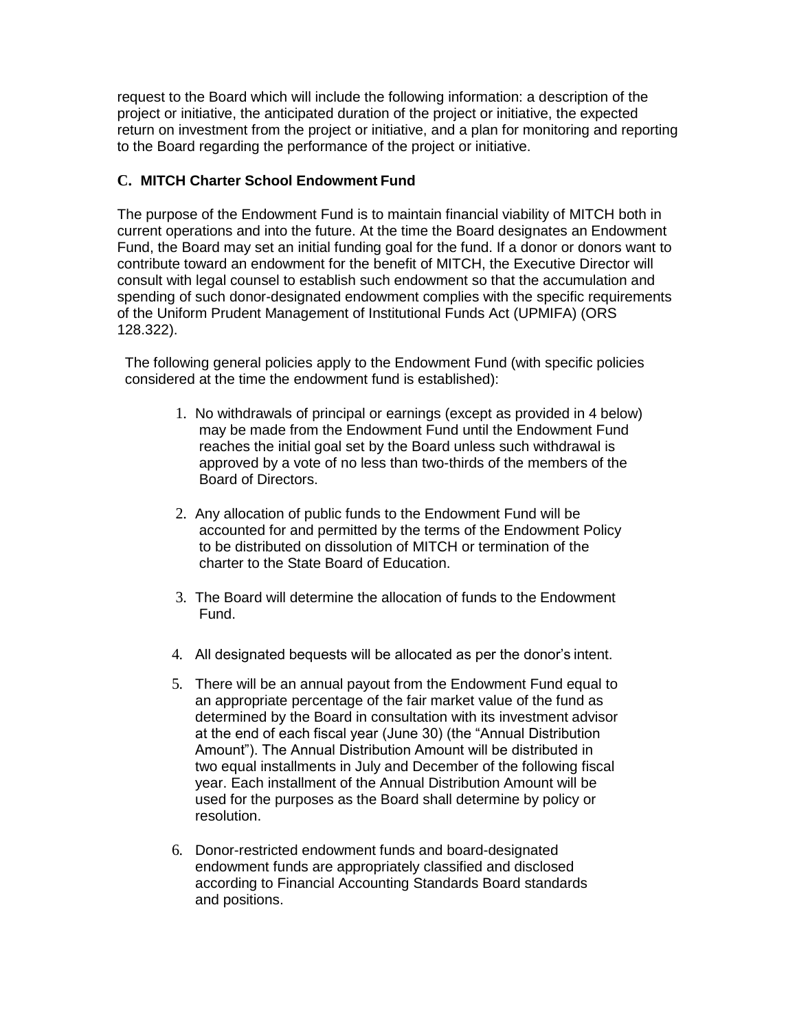request to the Board which will include the following information: a description of the project or initiative, the anticipated duration of the project or initiative, the expected return on investment from the project or initiative, and a plan for monitoring and reporting to the Board regarding the performance of the project or initiative.

### C. MITCH Charter School Endowment Fund

The purpose of the Endowment Fund is to maintain financial viability of MITCH both in current operations and into the future. At the time the Board designates an Endowment Fund, the Board may set an initial funding goal for the fund. If a donor or donors want to contribute toward an endowment for the benefit of MITCH, the Executive Director will consult with legal counsel to establish such endowment so that the accumulation and spending of such donor-designated endowment complies with the specific requirements of the Uniform Prudent Management of Institutional Funds Act (UPMIFA) (ORS 128.322).

The following general policies apply to the Endowment Fund (with specific policies considered at the time the endowment fund is established):

1. No withdrawals of principal or earnings (except as provided in 4 below) may be made from the Endowment Fund until the Endowment Fund reaches the initial goal set by the Board unless such withdrawal is approved by a vote of no less than two-thirds of the members of the Board of Directors.
2. Any allocation of public funds to the Endowment Fund will be accounted for and permitted by the terms of the Endowment Policy to be distributed on dissolution of MITCH or termination of the charter to the State Board of Education.
3. The Board will determine the allocation of funds to the Endowment Fund.
4. All designated bequests will be allocated as per the donor's intent.
5. There will be an annual payout from the Endowment Fund equal to an appropriate percentage of the fair market value of the fund as determined by the Board in consultation with its investment advisor at the end of each fiscal year (June 30) (the "Annual Distribution Amount"). The Annual Distribution Amount will be distributed in two equal installments in July and December of the following fiscal year. Each installment of the Annual Distribution Amount will be used for the purposes as the Board shall determine by policy or resolution.
6. Donor-restricted endowment funds and board-designated endowment funds are appropriately classified and disclosed according to Financial Accounting Standards Board standards and positions.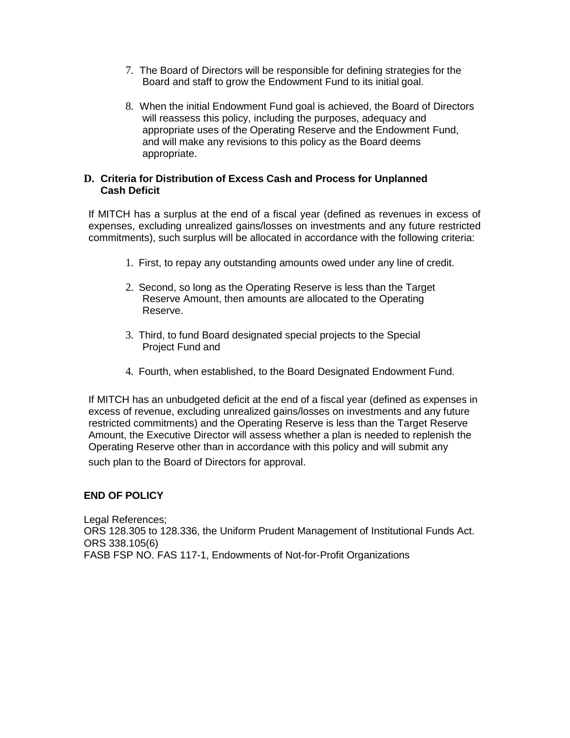7. The Board of Directors will be responsible for defining strategies for the Board and staff to grow the Endowment Fund to its initial goal.

8. When the initial Endowment Fund goal is achieved, the Board of Directors will reassess this policy, including the purposes, adequacy and appropriate uses of the Operating Reserve and the Endowment Fund, and will make any revisions to this policy as the Board deems appropriate.

## D. Criteria for Distribution of Excess Cash and Process for Unplanned Cash Deficit

If MITCH has a surplus at the end of a fiscal year (defined as revenues in excess of expenses, excluding unrealized gains/losses on investments and any future restricted commitments), such surplus will be allocated in accordance with the following criteria:

1. First, to repay any outstanding amounts owed under any line of credit.

2. Second, so long as the Operating Reserve is less than the Target Reserve Amount, then amounts are allocated to the Operating Reserve.

3. Third, to fund Board designated special projects to the Special Project Fund and

4. Fourth, when established, to the Board Designated Endowment Fund.

If MITCH has an unbudgeted deficit at the end of a fiscal year (defined as expenses in excess of revenue, excluding unrealized gains/losses on investments and any future restricted commitments) and the Operating Reserve is less than the Target Reserve Amount, the Executive Director will assess whether a plan is needed to replenish the Operating Reserve other than in accordance with this policy and will submit any such plan to the Board of Directors for approval.

**END OF POLICY**

Legal References;
ORS 128.305 to 128.336, the Uniform Prudent Management of Institutional Funds Act.
ORS 338.105(6)
FASB FSP NO. FAS 117-1, Endowments of Not-for-Profit Organizations